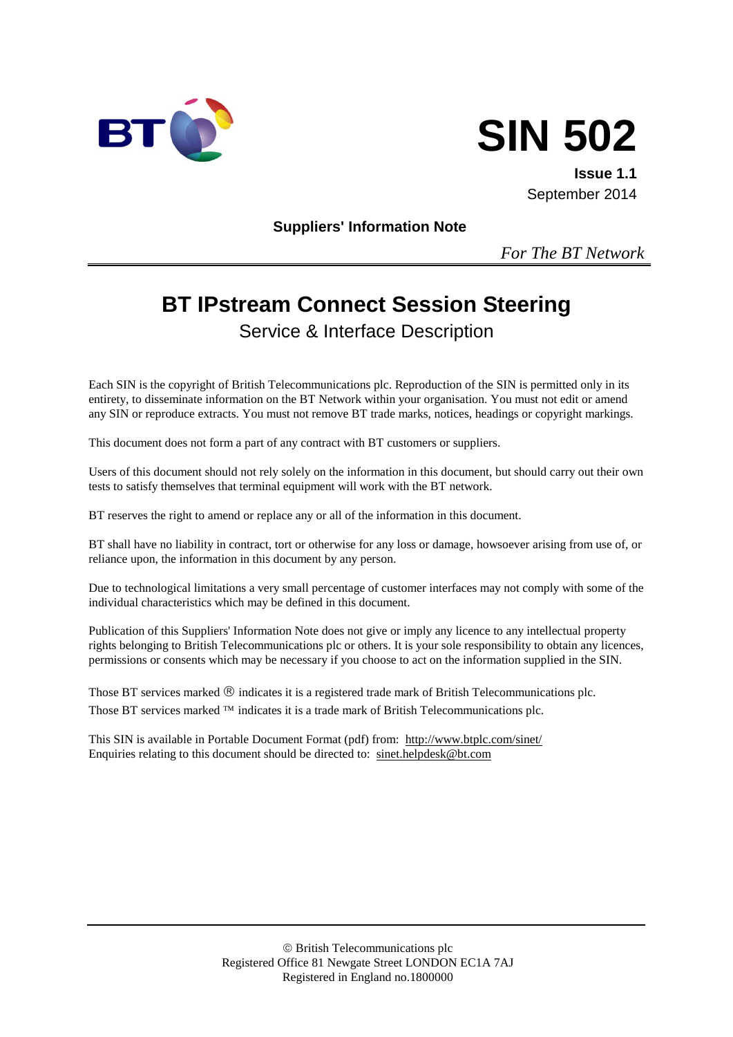BT

# SIN 502

**Issue 1.1**
September 2014

**Suppliers' Information Note**

*For The BT Network*

# BT IPstream Connect Session Steering

## Service & Interface Description

Each SIN is the copyright of British Telecommunications plc. Reproduction of the SIN is permitted only in its entirety, to disseminate information on the BT Network within your organisation. You must not edit or amend any SIN or reproduce extracts. You must not remove BT trade marks, notices, headings or copyright markings.

This document does not form a part of any contract with BT customers or suppliers.

Users of this document should not rely solely on the information in this document, but should carry out their own tests to satisfy themselves that terminal equipment will work with the BT network.

BT reserves the right to amend or replace any or all of the information in this document.

BT shall have no liability in contract, tort or otherwise for any loss or damage, howsoever arising from use of, or reliance upon, the information in this document by any person.

Due to technological limitations a very small percentage of customer interfaces may not comply with some of the individual characteristics which may be defined in this document.

Publication of this Suppliers' Information Note does not give or imply any licence to any intellectual property rights belonging to British Telecommunications plc or others. It is your sole responsibility to obtain any licences, permissions or consents which may be necessary if you choose to act on the information supplied in the SIN.

Those BT services marked ® indicates it is a registered trade mark of British Telecommunications plc.
Those BT services marked ™ indicates it is a trade mark of British Telecommunications plc.

This SIN is available in Portable Document Format (pdf) from: http://www.btplc.com/sinet/
Enquiries relating to this document should be directed to: sinet.helpdesk@bt.com

© British Telecommunications plc
Registered Office 81 Newgate Street LONDON EC1A 7AJ
Registered in England no.1800000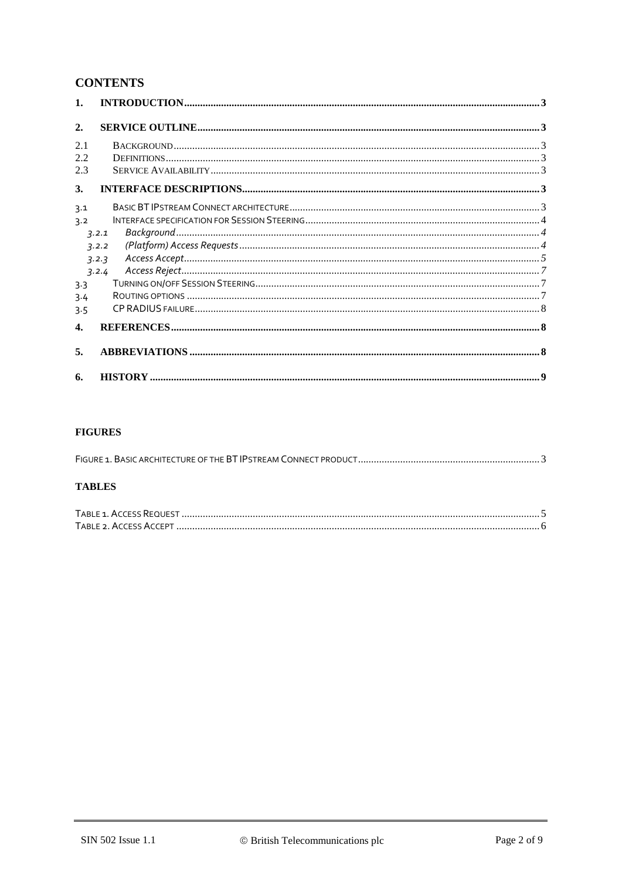## CONTENTS

**1. INTRODUCTION ..... 3**

**2. SERVICE OUTLINE ..... 3**

2.1 BACKGROUND ..... 3
2.2 DEFINITIONS ..... 3
2.3 SERVICE AVAILABILITY ..... 3

**3. INTERFACE DESCRIPTIONS ..... 3**

3.1 BASIC BT IPSTREAM CONNECT ARCHITECTURE ..... 3
3.2 INTERFACE SPECIFICATION FOR SESSION STEERING ..... 4
  *3.2.1 Background ..... 4*
  *3.2.2 (Platform) Access Requests ..... 4*
  *3.2.3 Access Accept ..... 5*
  *3.2.4 Access Reject ..... 7*
3.3 TURNING ON/OFF SESSION STEERING ..... 7
3.4 ROUTING OPTIONS ..... 7
3.5 CP RADIUS FAILURE ..... 8

**4. REFERENCES ..... 8**

**5. ABBREVIATIONS ..... 8**

**6. HISTORY ..... 9**

### FIGURES

FIGURE 1. BASIC ARCHITECTURE OF THE BT IPSTREAM CONNECT PRODUCT ..... 3

### TABLES

TABLE 1. ACCESS REQUEST ..... 5
TABLE 2. ACCESS ACCEPT ..... 6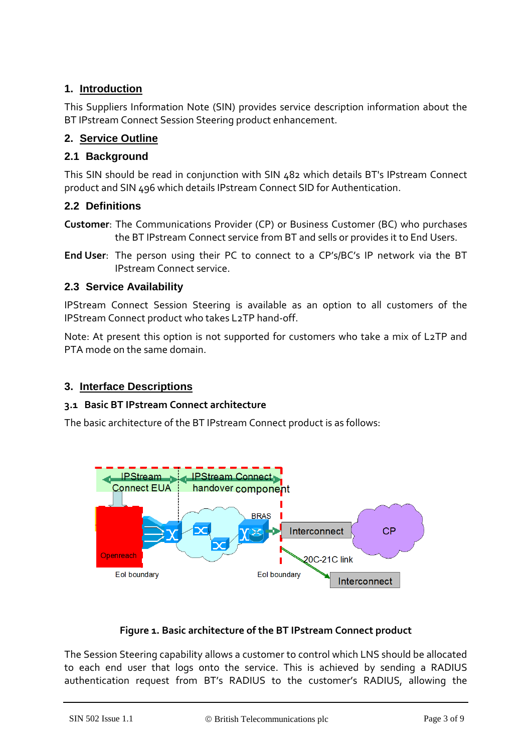## 1. Introduction

This Suppliers Information Note (SIN) provides service description information about the BT IPstream Connect Session Steering product enhancement.

## 2. Service Outline

### 2.1 Background

This SIN should be read in conjunction with SIN 482 which details BT's IPstream Connect product and SIN 496 which details IPstream Connect SID for Authentication.

### 2.2 Definitions

**Customer**: The Communications Provider (CP) or Business Customer (BC) who purchases the BT IPstream Connect service from BT and sells or provides it to End Users.

**End User**: The person using their PC to connect to a CP's/BC's IP network via the BT IPstream Connect service.

### 2.3 Service Availability

IPStream Connect Session Steering is available as an option to all customers of the IPStream Connect product who takes L2TP hand-off.

Note: At present this option is not supported for customers who take a mix of L2TP and PTA mode on the same domain.

## 3. Interface Descriptions

### 3.1 Basic BT IPstream Connect architecture

The basic architecture of the BT IPstream Connect product is as follows:

IPStream Connect EUA | IPStream Connect handover component | Openreach | BRAS | Interconnect | CP | 20C-21C link | Interconnect | EoI boundary | EoI boundary

**Figure 1. Basic architecture of the BT IPstream Connect product**

The Session Steering capability allows a customer to control which LNS should be allocated to each end user that logs onto the service. This is achieved by sending a RADIUS authentication request from BT's RADIUS to the customer's RADIUS, allowing the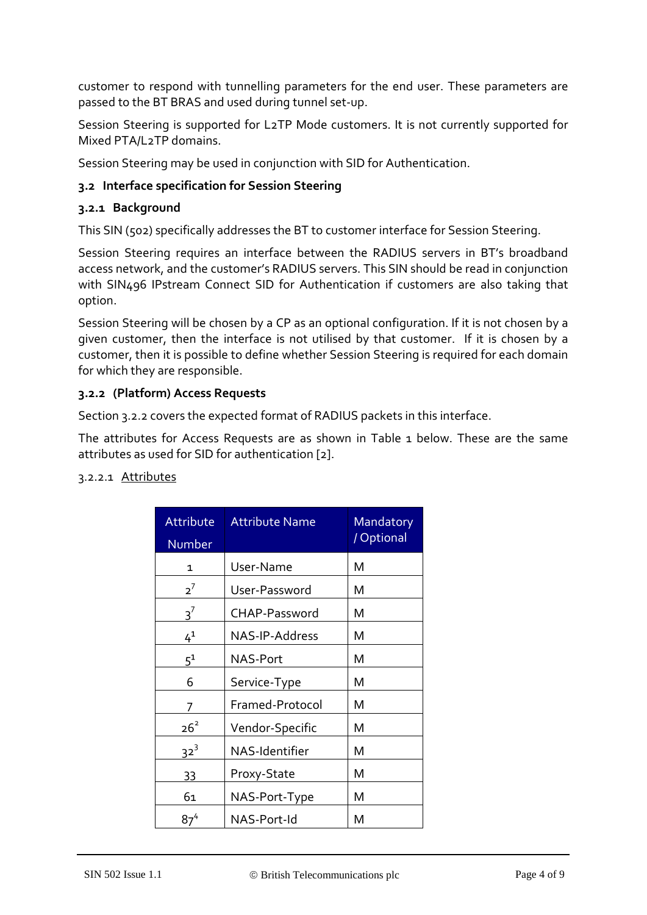customer to respond with tunnelling parameters for the end user. These parameters are passed to the BT BRAS and used during tunnel set-up.

Session Steering is supported for L2TP Mode customers. It is not currently supported for Mixed PTA/L2TP domains.

Session Steering may be used in conjunction with SID for Authentication.

### 3.2 Interface specification for Session Steering

#### 3.2.1 Background

This SIN (502) specifically addresses the BT to customer interface for Session Steering.

Session Steering requires an interface between the RADIUS servers in BT's broadband access network, and the customer's RADIUS servers. This SIN should be read in conjunction with SIN496 IPstream Connect SID for Authentication if customers are also taking that option.

Session Steering will be chosen by a CP as an optional configuration. If it is not chosen by a given customer, then the interface is not utilised by that customer. If it is chosen by a customer, then it is possible to define whether Session Steering is required for each domain for which they are responsible.

#### 3.2.2 (Platform) Access Requests

Section 3.2.2 covers the expected format of RADIUS packets in this interface.

The attributes for Access Requests are as shown in Table 1 below. These are the same attributes as used for SID for authentication [2].

3.2.2.1 Attributes

| Attribute Number | Attribute Name | Mandatory / Optional |
|---|---|---|
| 1 | User-Name | M |
| 2[7] | User-Password | M |
| 3[7] | CHAP-Password | M |
| 4[1] | NAS-IP-Address | M |
| 5[1] | NAS-Port | M |
| 6 | Service-Type | M |
| 7 | Framed-Protocol | M |
| 26[2] | Vendor-Specific | M |
| 32[3] | NAS-Identifier | M |
| 33 | Proxy-State | M |
| 61 | NAS-Port-Type | M |
| 87[4] | NAS-Port-Id | M |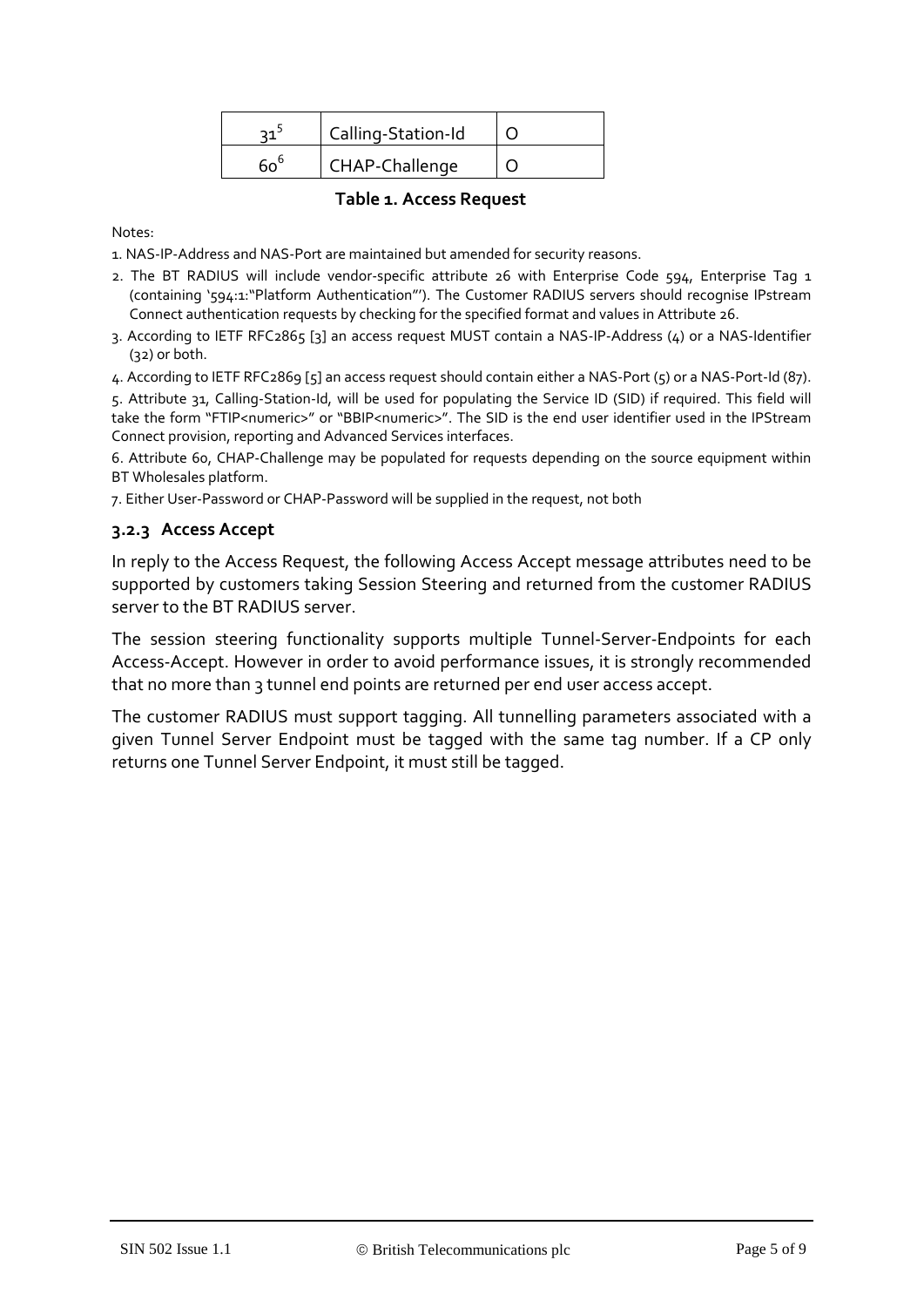| | | |
|---|---|---|
| 31[5] | Calling-Station-Id | O |
| 60[6] | CHAP-Challenge | O |

**Table 1. Access Request**

Notes:

1. NAS-IP-Address and NAS-Port are maintained but amended for security reasons.
2. The BT RADIUS will include vendor-specific attribute 26 with Enterprise Code 594, Enterprise Tag 1 (containing '594:1:"Platform Authentication"'). The Customer RADIUS servers should recognise IPstream Connect authentication requests by checking for the specified format and values in Attribute 26.
3. According to IETF RFC2865 [3] an access request MUST contain a NAS-IP-Address (4) or a NAS-Identifier (32) or both.
4. According to IETF RFC2869 [5] an access request should contain either a NAS-Port (5) or a NAS-Port-Id (87).
5. Attribute 31, Calling-Station-Id, will be used for populating the Service ID (SID) if required. This field will take the form "FTIP<numeric>" or "BBIP<numeric>". The SID is the end user identifier used in the IPStream Connect provision, reporting and Advanced Services interfaces.
6. Attribute 60, CHAP-Challenge may be populated for requests depending on the source equipment within BT Wholesales platform.
7. Either User-Password or CHAP-Password will be supplied in the request, not both

### 3.2.3 Access Accept

In reply to the Access Request, the following Access Accept message attributes need to be supported by customers taking Session Steering and returned from the customer RADIUS server to the BT RADIUS server.

The session steering functionality supports multiple Tunnel-Server-Endpoints for each Access-Accept. However in order to avoid performance issues, it is strongly recommended that no more than 3 tunnel end points are returned per end user access accept.

The customer RADIUS must support tagging. All tunnelling parameters associated with a given Tunnel Server Endpoint must be tagged with the same tag number. If a CP only returns one Tunnel Server Endpoint, it must still be tagged.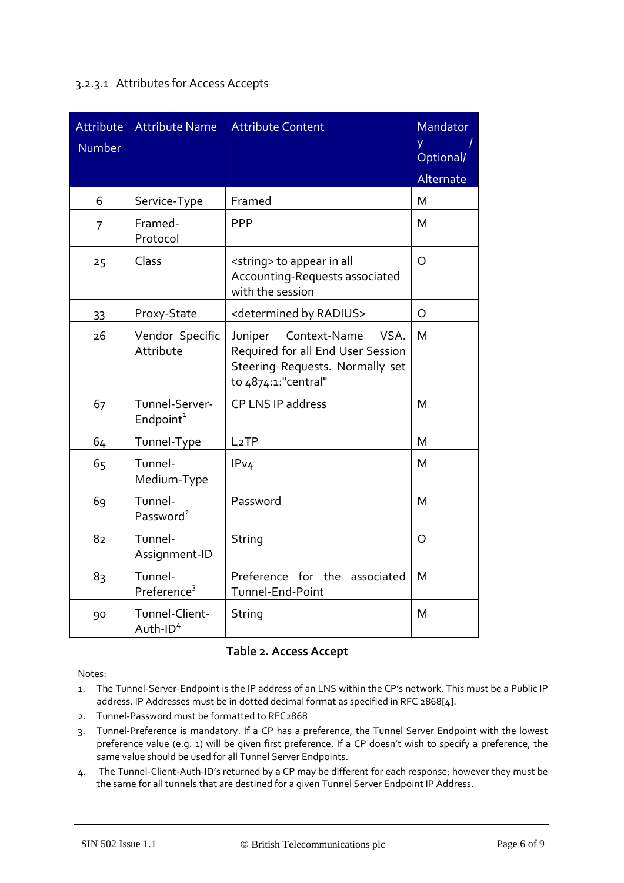#### 3.2.3.1 Attributes for Access Accepts

| Attribute Number | Attribute Name | Attribute Content | Mandatory / Optional/ Alternate |
|---|---|---|---|
| 6 | Service-Type | Framed | M |
| 7 | Framed-Protocol | PPP | M |
| 25 | Class | <string> to appear in all Accounting-Requests associated with the session | O |
| 33 | Proxy-State | <determined by RADIUS> | O |
| 26 | Vendor Specific Attribute | Juniper Context-Name VSA. Required for all End User Session Steering Requests. Normally set to 4874:1:"central" | M |
| 67 | Tunnel-Server-Endpoint[1] | CP LNS IP address | M |
| 64 | Tunnel-Type | L2TP | M |
| 65 | Tunnel-Medium-Type | IPv4 | M |
| 69 | Tunnel-Password[2] | Password | M |
| 82 | Tunnel-Assignment-ID | String | O |
| 83 | Tunnel-Preference[3] | Preference for the associated Tunnel-End-Point | M |
| 90 | Tunnel-Client-Auth-ID[4] | String | M |

**Table 2. Access Accept**

Notes:

1. The Tunnel-Server-Endpoint is the IP address of an LNS within the CP's network. This must be a Public IP address. IP Addresses must be in dotted decimal format as specified in RFC 2868[4].
2. Tunnel-Password must be formatted to RFC2868
3. Tunnel-Preference is mandatory. If a CP has a preference, the Tunnel Server Endpoint with the lowest preference value (e.g. 1) will be given first preference. If a CP doesn't wish to specify a preference, the same value should be used for all Tunnel Server Endpoints.
4. The Tunnel-Client-Auth-ID's returned by a CP may be different for each response; however they must be the same for all tunnels that are destined for a given Tunnel Server Endpoint IP Address.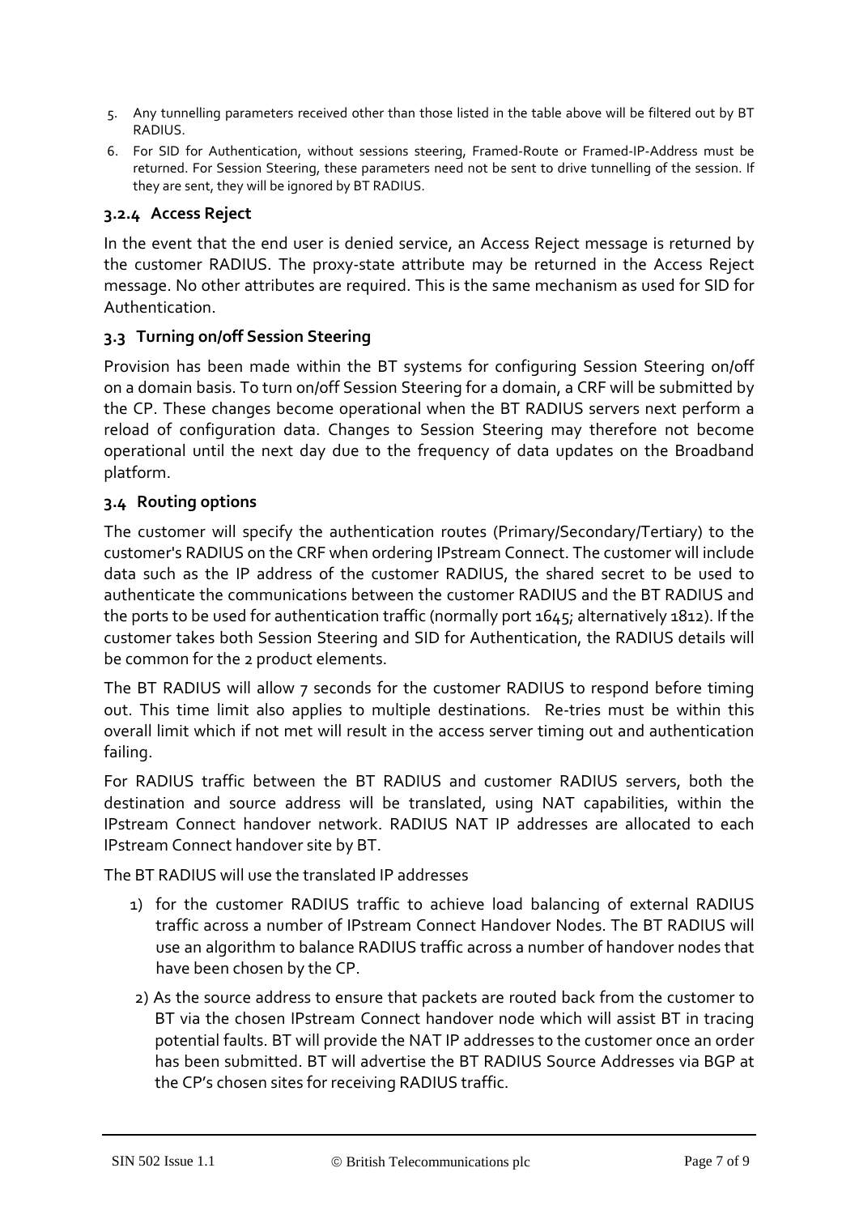5. Any tunnelling parameters received other than those listed in the table above will be filtered out by BT RADIUS.
6. For SID for Authentication, without sessions steering, Framed-Route or Framed-IP-Address must be returned. For Session Steering, these parameters need not be sent to drive tunnelling of the session. If they are sent, they will be ignored by BT RADIUS.

### 3.2.4 Access Reject

In the event that the end user is denied service, an Access Reject message is returned by the customer RADIUS. The proxy-state attribute may be returned in the Access Reject message. No other attributes are required. This is the same mechanism as used for SID for Authentication.

## 3.3 Turning on/off Session Steering

Provision has been made within the BT systems for configuring Session Steering on/off on a domain basis. To turn on/off Session Steering for a domain, a CRF will be submitted by the CP. These changes become operational when the BT RADIUS servers next perform a reload of configuration data. Changes to Session Steering may therefore not become operational until the next day due to the frequency of data updates on the Broadband platform.

## 3.4 Routing options

The customer will specify the authentication routes (Primary/Secondary/Tertiary) to the customer's RADIUS on the CRF when ordering IPstream Connect. The customer will include data such as the IP address of the customer RADIUS, the shared secret to be used to authenticate the communications between the customer RADIUS and the BT RADIUS and the ports to be used for authentication traffic (normally port 1645; alternatively 1812). If the customer takes both Session Steering and SID for Authentication, the RADIUS details will be common for the 2 product elements.

The BT RADIUS will allow 7 seconds for the customer RADIUS to respond before timing out. This time limit also applies to multiple destinations. Re-tries must be within this overall limit which if not met will result in the access server timing out and authentication failing.

For RADIUS traffic between the BT RADIUS and customer RADIUS servers, both the destination and source address will be translated, using NAT capabilities, within the IPstream Connect handover network. RADIUS NAT IP addresses are allocated to each IPstream Connect handover site by BT.

The BT RADIUS will use the translated IP addresses

1) for the customer RADIUS traffic to achieve load balancing of external RADIUS traffic across a number of IPstream Connect Handover Nodes. The BT RADIUS will use an algorithm to balance RADIUS traffic across a number of handover nodes that have been chosen by the CP.
2) As the source address to ensure that packets are routed back from the customer to BT via the chosen IPstream Connect handover node which will assist BT in tracing potential faults. BT will provide the NAT IP addresses to the customer once an order has been submitted. BT will advertise the BT RADIUS Source Addresses via BGP at the CP's chosen sites for receiving RADIUS traffic.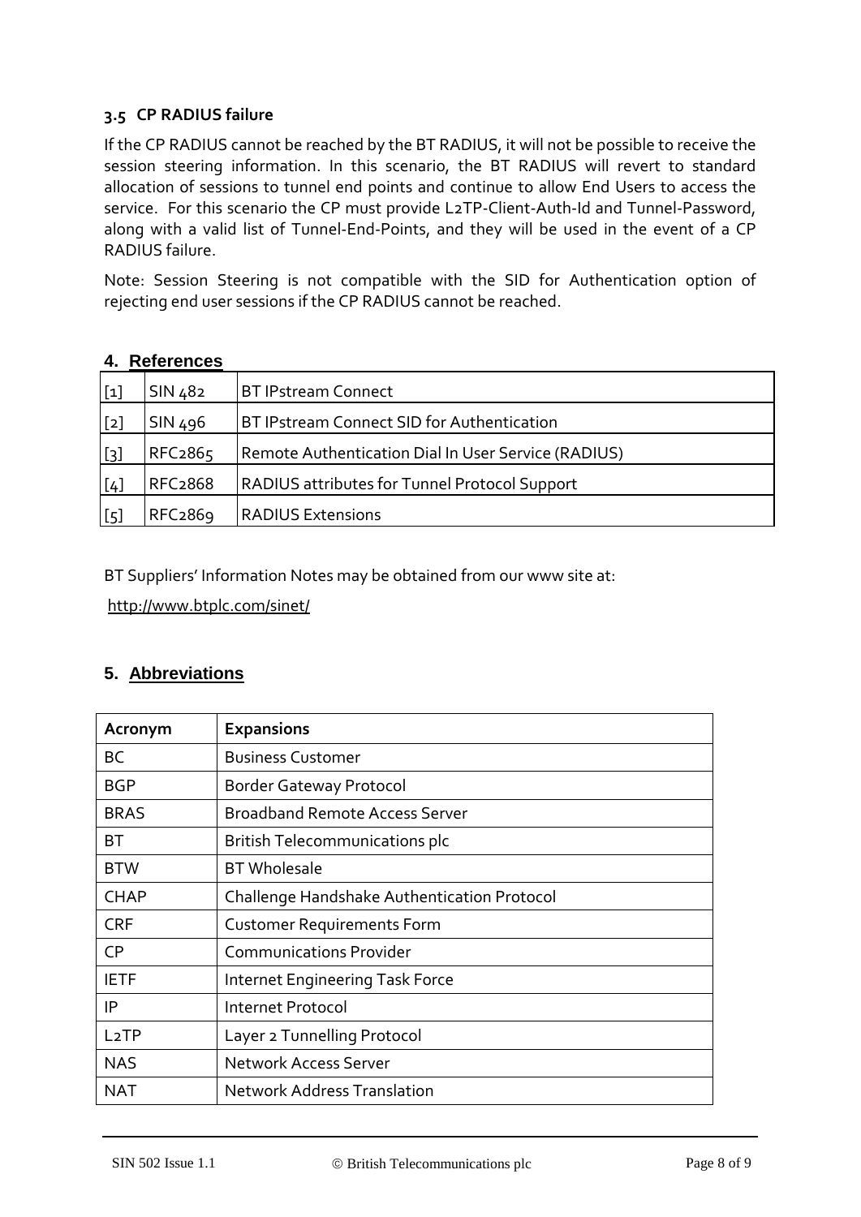### 3.5 CP RADIUS failure

If the CP RADIUS cannot be reached by the BT RADIUS, it will not be possible to receive the session steering information. In this scenario, the BT RADIUS will revert to standard allocation of sessions to tunnel end points and continue to allow End Users to access the service. For this scenario the CP must provide L2TP-Client-Auth-Id and Tunnel-Password, along with a valid list of Tunnel-End-Points, and they will be used in the event of a CP RADIUS failure.

Note: Session Steering is not compatible with the SID for Authentication option of rejecting end user sessions if the CP RADIUS cannot be reached.

## 4. References

| | | |
|---|---|---|
| [1] | SIN 482 | BT IPstream Connect |
| [2] | SIN 496 | BT IPstream Connect SID for Authentication |
| [3] | RFC2865 | Remote Authentication Dial In User Service (RADIUS) |
| [4] | RFC2868 | RADIUS attributes for Tunnel Protocol Support |
| [5] | RFC2869 | RADIUS Extensions |

BT Suppliers' Information Notes may be obtained from our www site at:

http://www.btplc.com/sinet/

## 5. Abbreviations

| Acronym | Expansions |
|---|---|
| BC | Business Customer |
| BGP | Border Gateway Protocol |
| BRAS | Broadband Remote Access Server |
| BT | British Telecommunications plc |
| BTW | BT Wholesale |
| CHAP | Challenge Handshake Authentication Protocol |
| CRF | Customer Requirements Form |
| CP | Communications Provider |
| IETF | Internet Engineering Task Force |
| IP | Internet Protocol |
| L2TP | Layer 2 Tunnelling Protocol |
| NAS | Network Access Server |
| NAT | Network Address Translation |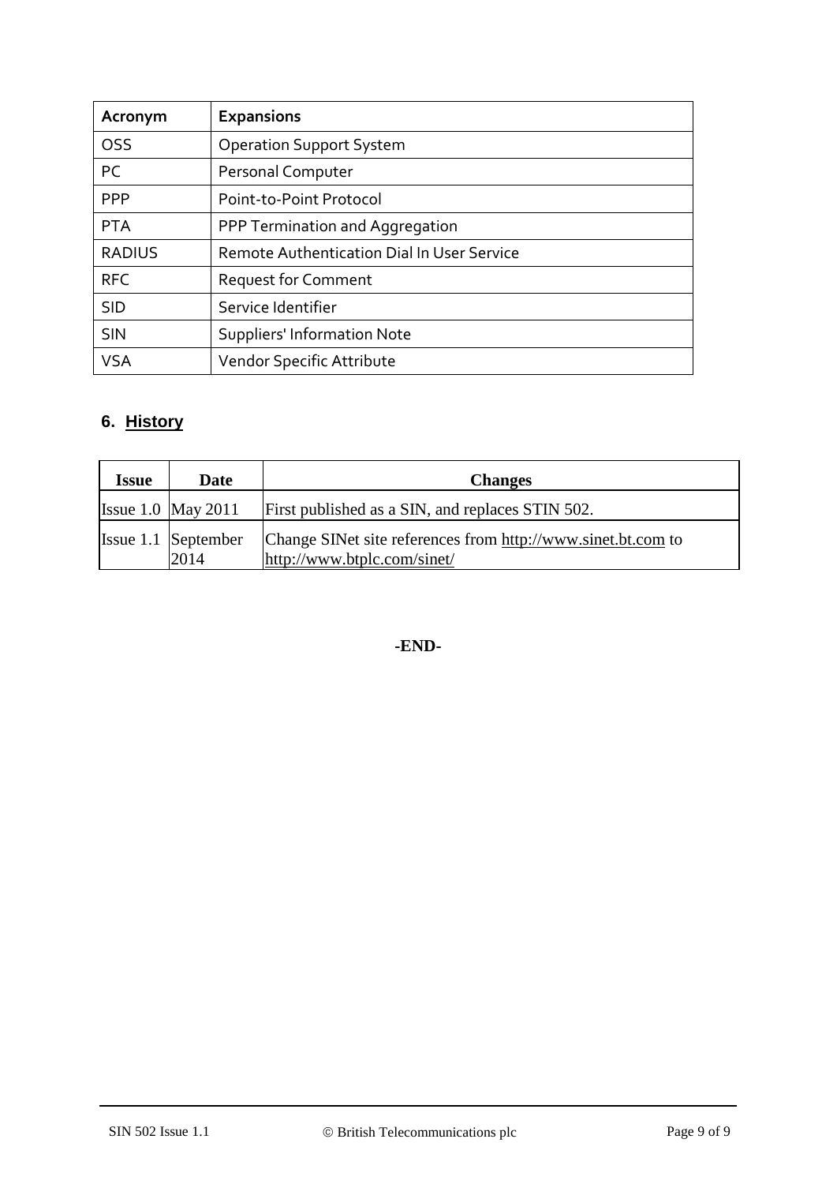| Acronym | Expansions |
| --- | --- |
| OSS | Operation Support System |
| PC | Personal Computer |
| PPP | Point-to-Point Protocol |
| PTA | PPP Termination and Aggregation |
| RADIUS | Remote Authentication Dial In User Service |
| RFC | Request for Comment |
| SID | Service Identifier |
| SIN | Suppliers' Information Note |
| VSA | Vendor Specific Attribute |

## 6. History

| Issue | Date | Changes |
| --- | --- | --- |
| Issue 1.0 | May 2011 | First published as a SIN, and replaces STIN 502. |
| Issue 1.1 | September 2014 | Change SINet site references from http://www.sinet.bt.com to http://www.btplc.com/sinet/ |

**-END-**